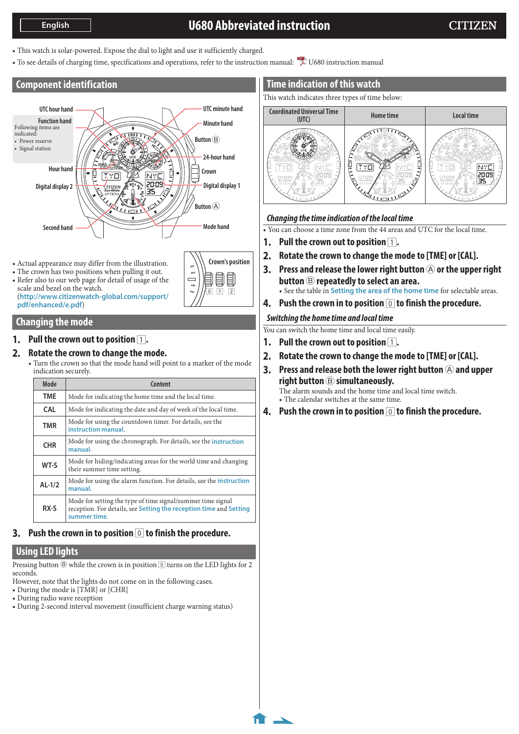English

# U680 Abbreviated instruction

CITIZEN

- This watch is solar-powered. Expose the dial to light and use it sufficiently charged.
- To see details of charging time, specifications and operations, refer to the instruction manual: U680 instruction manual

## Component identification

UTC hour hand

Function hand
Following items are indicated:
- Power reserve
- Signal station

Hour hand

Digital display 2

Second hand

UTC minute hand

Minute hand

Button Ⓑ

24-hour hand

Crown

Digital display 1

Button Ⓐ

Mode hand

- Actual appearance may differ from the illustration.
- The crown has two positions when pulling it out.
- Refer also to our web page for detail of usage of the scale and bezel on the watch. (http://www.citizenwatch-global.com/support/pdf/enhanced/e.pdf)

Crown's position

0 1 2

## Changing the mode

**1. Pull the crown out to position 1.**

**2. Rotate the crown to change the mode.**

- Turn the crown so that the mode hand will point to a marker of the mode indication securely.

| Mode | Content |
| --- | --- |
| TME | Mode for indicating the home time and the local time. |
| CAL | Mode for indicating the date and day of week of the local time. |
| TMR | Mode for using the countdown timer. For details, see the instruction manual. |
| CHR | Mode for using the chronograph. For details, see the instruction manual. |
| WT-S | Mode for hiding/indicating areas for the world time and changing their summer time setting. |
| AL-1/2 | Mode for using the alarm function. For details, see the instruction manual. |
| RX-S | Mode for setting the type of time signal/summer time signal reception. For details, see Setting the reception time and Setting summer time. |

**3. Push the crown in to position 0 to finish the procedure.**

## Using LED lights

Pressing button Ⓑ while the crown is in position 0 turns on the LED lights for 2 seconds.

However, note that the lights do not come on in the following cases.

- During the mode is [TMR] or [CHR]
- During radio wave reception
- During 2-second interval movement (insufficient charge warning status)

## Time indication of this watch

This watch indicates three types of time below:

| Coordinated Universal Time (UTC) | Home time | Local time |
| --- | --- | --- |

### *Changing the time indication of the local time*

- You can choose a time zone from the 44 areas and UTC for the local time.

**1. Pull the crown out to position 1.**

**2. Rotate the crown to change the mode to [TME] or [CAL].**

**3. Press and release the lower right button Ⓐ or the upper right button Ⓑ repeatedly to select an area.**

- See the table in Setting the area of the home time for selectable areas.

**4. Push the crown in to position 0 to finish the procedure.**

### *Switching the home time and local time*

You can switch the home time and local time easily.

**1. Pull the crown out to position 1.**

**2. Rotate the crown to change the mode to [TME] or [CAL].**

**3. Press and release both the lower right button Ⓐ and upper right button Ⓑ simultaneously.**

The alarm sounds and the home time and local time switch.

- The calendar switches at the same time.

**4. Push the crown in to position 0 to finish the procedure.**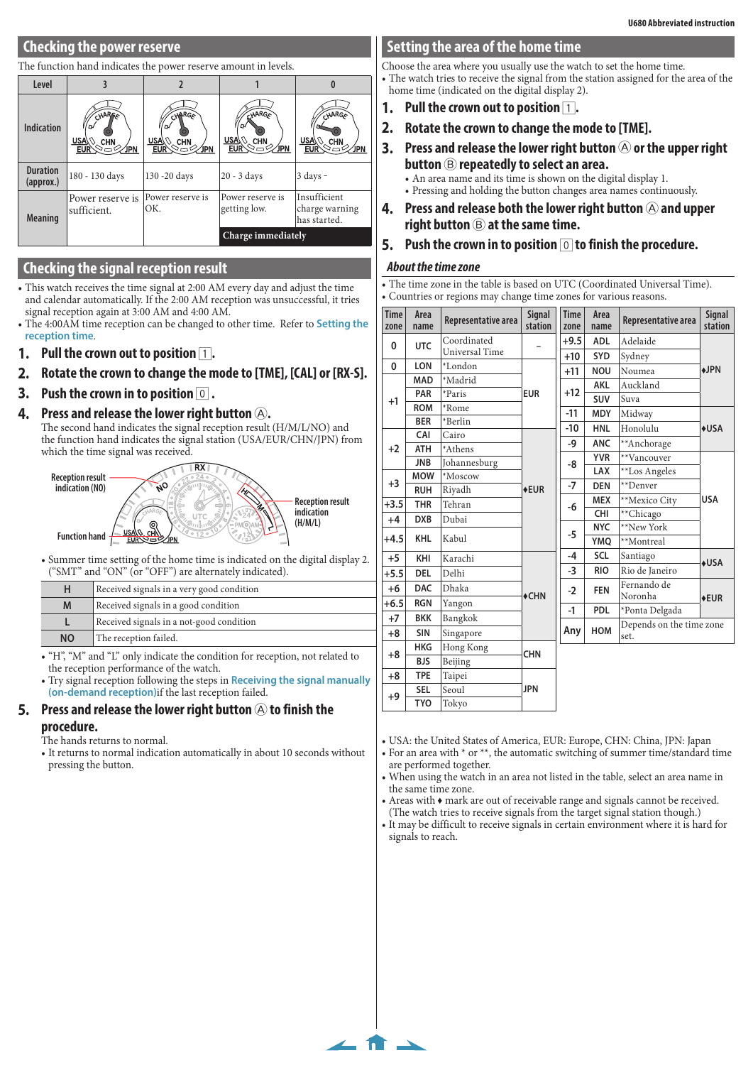## Checking the power reserve

The function hand indicates the power reserve amount in levels.

| Level | 3 | 2 | 1 | 0 |
|---|---|---|---|---|
| Indication | | | | |
| Duration (approx.) | 180 - 130 days | 130 -20 days | 20 - 3 days | 3 days - |
| Meaning | Power reserve is sufficient. | Power reserve is OK. | Power reserve is getting low. | Insufficient charge warning has started. **Charge immediately** |

## Checking the signal reception result

- This watch receives the time signal at 2:00 AM every day and adjust the time and calendar automatically. If the 2:00 AM reception was unsuccessful, it tries signal reception again at 3:00 AM and 4:00 AM.
- The 4:00AM time reception can be changed to other time. Refer to Setting the reception time.

### 1. Pull the crown out to position [1].

### 2. Rotate the crown to change the mode to [TME], [CAL] or [RX-S].

### 3. Push the crown in to position [0] .

### 4. Press and release the lower right button Ⓐ.

The second hand indicates the signal reception result (H/M/L/NO) and the function hand indicates the signal station (USA/EUR/CHN/JPN) from which the time signal was received.

Reception result indication (NO)

Reception result indication (H/M/L)

Function hand

- Summer time setting of the home time is indicated on the digital display 2. ("SMT" and "ON" (or "OFF") are alternately indicated).

| | |
|---|---|
| H | Received signals in a very good condition |
| M | Received signals in a good condition |
| L | Received signals in a not-good condition |
| NO | The reception failed. |

- "H", "M" and "L" only indicate the condition for reception, not related to the reception performance of the watch.
- Try signal reception following the steps in Receiving the signal manually (on-demand reception)if the last reception failed.

### 5. Press and release the lower right button Ⓐ to finish the procedure.

The hands returns to normal indication.

- It returns to normal indication automatically in about 10 seconds without pressing the button.

## Setting the area of the home time

Choose the area where you usually use the watch to set the home time.

- The watch tries to receive the signal from the station assigned for the area of the home time (indicated on the digital display 2).

### 1. Pull the crown out to position [1].

### 2. Rotate the crown to change the mode to [TME].

### 3. Press and release the lower right button Ⓐ or the upper right button Ⓑ repeatedly to select an area.

- An area name and its time is shown on the digital display 1.
- Pressing and holding the button changes area names continuously.

### 4. Press and release both the lower right button Ⓐ and upper right button Ⓑ at the same time.

### 5. Push the crown in to position [0] to finish the procedure.

### *About the time zone*

- The time zone in the table is based on UTC (Coordinated Universal Time).
- Countries or regions may change time zones for various reasons.

| Time zone | Area name | Representative area | Signal station |
|---|---|---|---|
| 0 | UTC | Coordinated Universal Time | – |
| 0 | LON | *London | EUR |
| +1 | MAD | *Madrid | EUR |
| +1 | PAR | *Paris | EUR |
| +1 | ROM | *Rome | EUR |
| +1 | BER | *Berlin | EUR |
| +2 | CAI | Cairo | ♦EUR |
| +2 | ATH | *Athens | ♦EUR |
| +2 | JNB | Johannesburg | ♦EUR |
| +3 | MOW | *Moscow | ♦EUR |
| +3 | RUH | Riyadh | ♦EUR |
| +3.5 | THR | Tehran | ♦EUR |
| +4 | DXB | Dubai | ♦EUR |
| +4.5 | KHL | Kabul | ♦EUR |
| +5 | KHI | Karachi | ♦CHN |
| +5.5 | DEL | Delhi | ♦CHN |
| +6 | DAC | Dhaka | ♦CHN |
| +6.5 | RGN | Yangon | ♦CHN |
| +7 | BKK | Bangkok | ♦CHN |
| +8 | SIN | Singapore | ♦CHN |
| +8 | HKG | Hong Kong | CHN |
| +8 | BJS | Beijing | CHN |
| +8 | TPE | Taipei | JPN |
| +9 | SEL | Seoul | JPN |
| +9 | TYO | Tokyo | JPN |

| Time zone | Area name | Representative area | Signal station |
|---|---|---|---|
| +9.5 | ADL | Adelaide | ♦JPN |
| +10 | SYD | Sydney | ♦JPN |
| +11 | NOU | Noumea | ♦JPN |
| +12 | AKL | Auckland | ♦JPN |
| +12 | SUV | Suva | ♦JPN |
| -11 | MDY | Midway | ♦USA |
| -10 | HNL | Honolulu | ♦USA |
| -9 | ANC | **Anchorage | USA |
| -8 | YVR | **Vancouver | USA |
| -8 | LAX | **Los Angeles | USA |
| -7 | DEN | **Denver | USA |
| -6 | MEX | **Mexico City | USA |
| -6 | CHI | **Chicago | USA |
| -5 | NYC | **New York | USA |
| -5 | YMQ | **Montreal | USA |
| -4 | SCL | Santiago | ♦USA |
| -3 | RIO | Rio de Janeiro | ♦USA |
| -2 | FEN | Fernando de Noronha | ♦EUR |
| -1 | PDL | *Ponta Delgada | ♦EUR |
| Any | HOM | Depends on the time zone set. | |

- USA: the United States of America, EUR: Europe, CHN: China, JPN: Japan
- For an area with * or **, the automatic switching of summer time/standard time are performed together.
- When using the watch in an area not listed in the table, select an area name in the same time zone.
- Areas with ♦ mark are out of receivable range and signals cannot be received. (The watch tries to receive signals from the target signal station though.)
- It may be difficult to receive signals in certain environment where it is hard for signals to reach.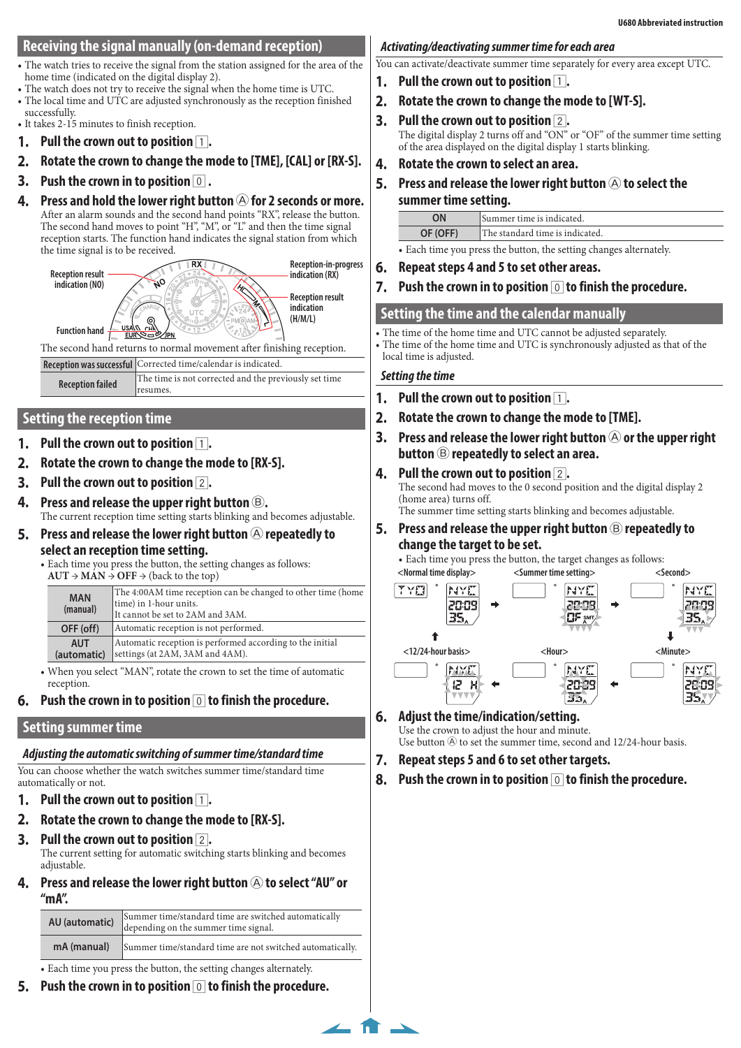## Receiving the signal manually (on-demand reception)

- The watch tries to receive the signal from the station assigned for the area of the home time (indicated on the digital display 2).
- The watch does not try to receive the signal when the home time is UTC.
- The local time and UTC are adjusted synchronously as the reception finished successfully.
- It takes 2-15 minutes to finish reception.

1. **Pull the crown out to position 1.**
2. **Rotate the crown to change the mode to [TME], [CAL] or [RX-S].**
3. **Push the crown in to position 0.**
4. **Press and hold the lower right button Ⓐ for 2 seconds or more.**
   After an alarm sounds and the second hand points "RX", release the button. The second hand moves to point "H", "M", or "L" and then the time signal reception starts. The function hand indicates the signal station from which the time signal is to be received.

Reception result indication (NO) / Reception-in-progress indication (RX) / Reception result indication (H/M/L) / Function hand

The second hand returns to normal movement after finishing reception.

| | |
|---|---|
| Reception was successful | Corrected time/calendar is indicated. |
| Reception failed | The time is not corrected and the previously set time resumes. |

## Setting the reception time

1. **Pull the crown out to position 1.**
2. **Rotate the crown to change the mode to [RX-S].**
3. **Pull the crown out to position 2.**
4. **Press and release the upper right button Ⓑ.**
   The current reception time setting starts blinking and becomes adjustable.
5. **Press and release the lower right button Ⓐ repeatedly to select an reception time setting.**
   - Each time you press the button, the setting changes as follows:
     AUT → MAN → OFF → (back to the top)

| | |
|---|---|
| MAN (manual) | The 4:00AM time reception can be changed to other time (home time) in 1-hour units. It cannot be set to 2AM and 3AM. |
| OFF (off) | Automatic reception is not performed. |
| AUT (automatic) | Automatic reception is performed according to the initial settings (at 2AM, 3AM and 4AM). |

   - When you select "MAN", rotate the crown to set the time of automatic reception.
6. **Push the crown in to position 0 to finish the procedure.**

## Setting summer time

### *Adjusting the automatic switching of summer time/standard time*

You can choose whether the watch switches summer time/standard time automatically or not.

1. **Pull the crown out to position 1.**
2. **Rotate the crown to change the mode to [RX-S].**
3. **Pull the crown out to position 2.**
   The current setting for automatic switching starts blinking and becomes adjustable.
4. **Press and release the lower right button Ⓐ to select "AU" or "mA".**

| | |
|---|---|
| AU (automatic) | Summer time/standard time are switched automatically depending on the summer time signal. |
| mA (manual) | Summer time/standard time are not switched automatically. |

   - Each time you press the button, the setting changes alternately.
5. **Push the crown in to position 0 to finish the procedure.**

### *Activating/deactivating summer time for each area*

You can activate/deactivate summer time separately for every area except UTC.

1. **Pull the crown out to position 1.**
2. **Rotate the crown to change the mode to [WT-S].**
3. **Pull the crown out to position 2.**
   The digital display 2 turns off and "ON" or "OF" of the summer time setting of the area displayed on the digital display 1 starts blinking.
4. **Rotate the crown to select an area.**
5. **Press and release the lower right button Ⓐ to select the summer time setting.**

| | |
|---|---|
| ON | Summer time is indicated. |
| OF (OFF) | The standard time is indicated. |

   - Each time you press the button, the setting changes alternately.
6. **Repeat steps 4 and 5 to set other areas.**
7. **Push the crown in to position 0 to finish the procedure.**

## Setting the time and the calendar manually

- The time of the home time and UTC cannot be adjusted separately.
- The time of the home time and UTC is synchronously adjusted as that of the local time is adjusted.

### *Setting the time*

1. **Pull the crown out to position 1.**
2. **Rotate the crown to change the mode to [TME].**
3. **Press and release the lower right button Ⓐ or the upper right button Ⓑ repeatedly to select an area.**
4. **Pull the crown out to position 2.**
   The second had moves to the 0 second position and the digital display 2 (home area) turns off.
   The summer time setting starts blinking and becomes adjustable.
5. **Press and release the upper right button Ⓑ repeatedly to change the target to be set.**
   - Each time you press the button, the target changes as follows:

<Normal time display> → <Summer time setting> → <Second> → <Minute> → <Hour> → <12/24-hour basis> → (back to <Normal time display>)

6. **Adjust the time/indication/setting.**
   Use the crown to adjust the hour and minute.
   Use button Ⓐ to set the summer time, second and 12/24-hour basis.
7. **Repeat steps 5 and 6 to set other targets.**
8. **Push the crown in to position 0 to finish the procedure.**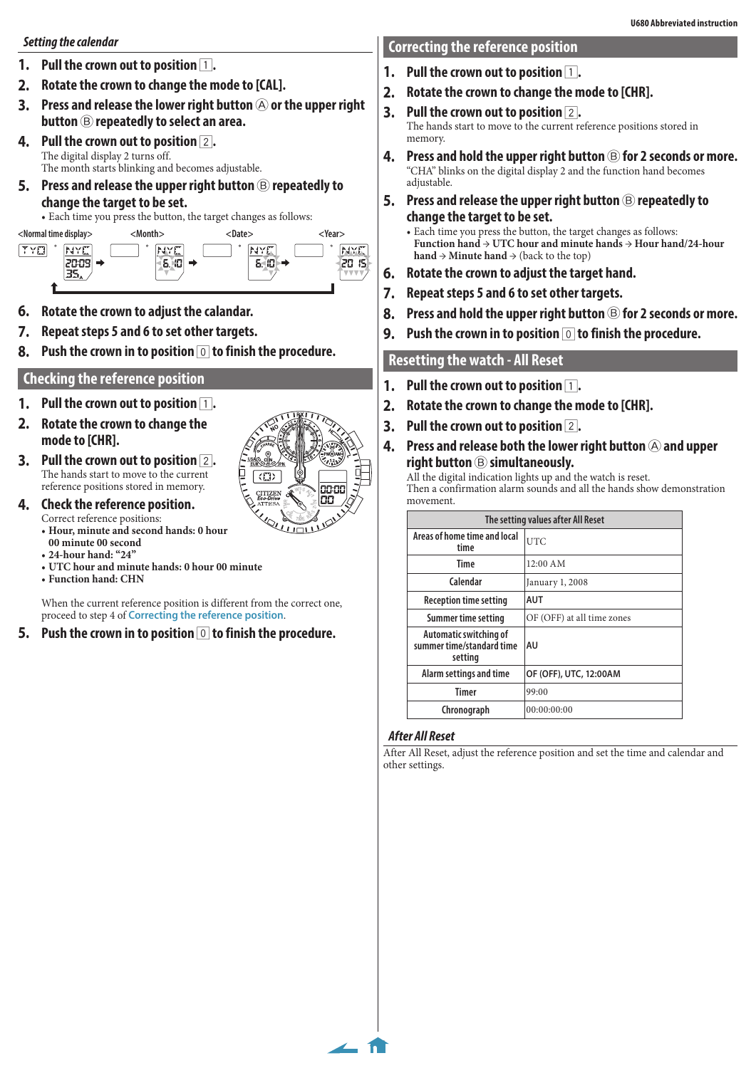### *Setting the calendar*

1. **Pull the crown out to position 1.**
2. **Rotate the crown to change the mode to [CAL].**
3. **Press and release the lower right button Ⓐ or the upper right button Ⓑ repeatedly to select an area.**
4. **Pull the crown out to position 2.**
   The digital display 2 turns off.
   The month starts blinking and becomes adjustable.
5. **Press and release the upper right button Ⓑ repeatedly to change the target to be set.**
   - Each time you press the button, the target changes as follows:

<Normal time display> → <Month> → <Date> → <Year>

6. **Rotate the crown to adjust the calandar.**
7. **Repeat steps 5 and 6 to set other targets.**
8. **Push the crown in to position 0 to finish the procedure.**

## Checking the reference position

1. **Pull the crown out to position 1.**
2. **Rotate the crown to change the mode to [CHR].**
3. **Pull the crown out to position 2.**
   The hands start to move to the current reference positions stored in memory.
4. **Check the reference position.**
   Correct reference positions:
   - **Hour, minute and second hands: 0 hour 00 minute 00 second**
   - **24-hour hand: "24"**
   - **UTC hour and minute hands: 0 hour 00 minute**
   - **Function hand: CHN**

   When the current reference position is different from the correct one, proceed to step 4 of Correcting the reference position.
5. **Push the crown in to position 0 to finish the procedure.**

## Correcting the reference position

1. **Pull the crown out to position 1.**
2. **Rotate the crown to change the mode to [CHR].**
3. **Pull the crown out to position 2.**
   The hands start to move to the current reference positions stored in memory.
4. **Press and hold the upper right button Ⓑ for 2 seconds or more.**
   "CHA" blinks on the digital display 2 and the function hand becomes adjustable.
5. **Press and release the upper right button Ⓑ repeatedly to change the target to be set.**
   - Each time you press the button, the target changes as follows:
     **Function hand** → **UTC hour and minute hands** → **Hour hand/24-hour hand** → **Minute hand** → (back to the top)
6. **Rotate the crown to adjust the target hand.**
7. **Repeat steps 5 and 6 to set other targets.**
8. **Press and hold the upper right button Ⓑ for 2 seconds or more.**
9. **Push the crown in to position 0 to finish the procedure.**

## Resetting the watch - All Reset

1. **Pull the crown out to position 1.**
2. **Rotate the crown to change the mode to [CHR].**
3. **Pull the crown out to position 2.**
4. **Press and release both the lower right button Ⓐ and upper right button Ⓑ simultaneously.**
   All the digital indication lights up and the watch is reset.
   Then a confirmation alarm sounds and all the hands show demonstration movement.

| The setting values after All Reset | |
|---|---|
| Areas of home time and local time | UTC |
| Time | 12:00 AM |
| Calendar | January 1, 2008 |
| Reception time setting | AUT |
| Summer time setting | OF (OFF) at all time zones |
| Automatic switching of summer time/standard time setting | AU |
| Alarm settings and time | OF (OFF), UTC, 12:00AM |
| Timer | 99:00 |
| Chronograph | 00:00:00:00 |

### *After All Reset*

After All Reset, adjust the reference position and set the time and calendar and other settings.